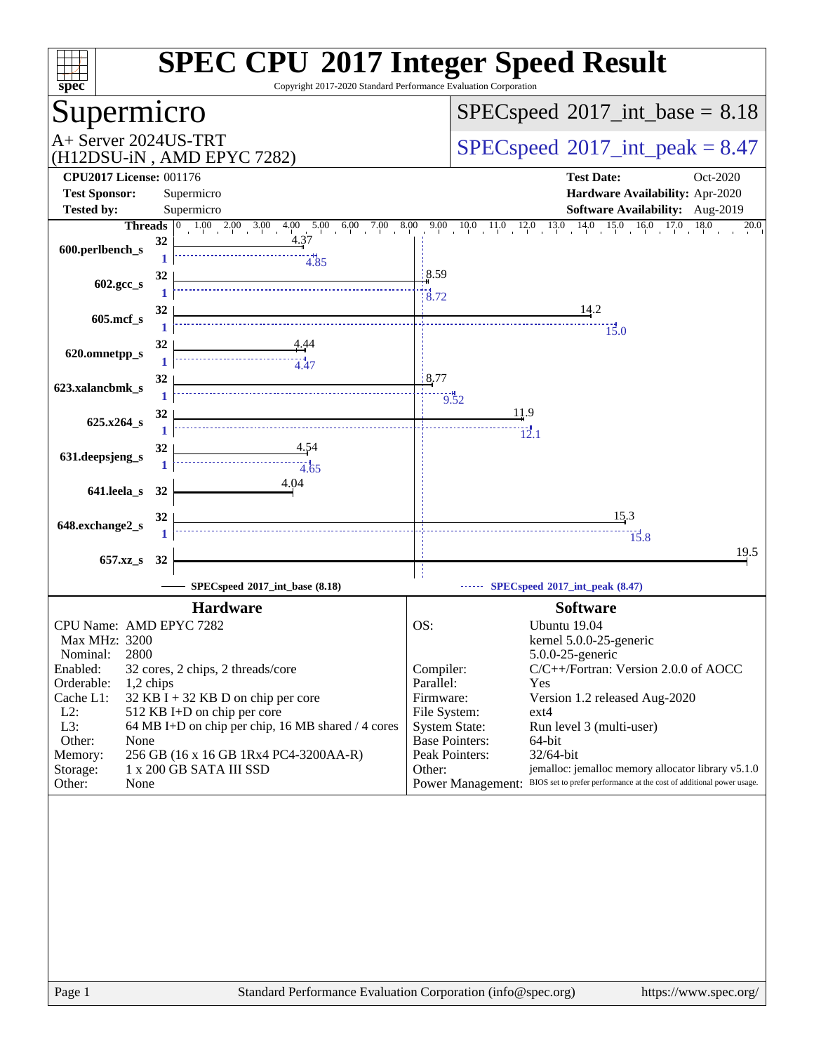# SPEC CPU 2017 Integer Speed Result

Copyright 2017-2020 Standard Performance Evaluation Corporation

## Supermicro

A+ Server 2024US-TRT
(H12DSU-iN , AMD EPYC 7282)

SPECspeed 2017_int_base = 8.18

SPECspeed 2017_int_peak = 8.47

**CPU2017 License:** 001176
**Test Sponsor:** Supermicro
**Tested by:** Supermicro

**Test Date:** Oct-2020
**Hardware Availability:** Apr-2020
**Software Availability:** Aug-2019

| Benchmark | Threads (base) | Base | Threads (peak) | Peak |
|---|---|---|---|---|
| 600.perlbench_s | 32 | 4.37 | 1 | 4.85 |
| 602.gcc_s | 32 | 8.59 | 1 | 8.72 |
| 605.mcf_s | 32 | 14.2 | 1 | 15.0 |
| 620.omnetpp_s | 32 | 4.44 | 1 | 4.47 |
| 623.xalancbmk_s | 32 | 8.77 | 1 | 9.52 |
| 625.x264_s | 32 | 11.9 | 1 | 12.1 |
| 631.deepsjeng_s | 32 | 4.54 | 1 | 4.65 |
| 641.leela_s | 32 | 4.04 | | |
| 648.exchange2_s | 32 | 15.3 | 1 | 15.8 |
| 657.xz_s | 32 | 19.5 | | |

SPECspeed 2017_int_base (8.18) — SPECspeed 2017_int_peak (8.47)

### Hardware

| | |
|---|---|
| CPU Name: | AMD EPYC 7282 |
| Max MHz: | 3200 |
| Nominal: | 2800 |
| Enabled: | 32 cores, 2 chips, 2 threads/core |
| Orderable: | 1,2 chips |
| Cache L1: | 32 KB I + 32 KB D on chip per core |
| L2: | 512 KB I+D on chip per core |
| L3: | 64 MB I+D on chip per chip, 16 MB shared / 4 cores |
| Other: | None |
| Memory: | 256 GB (16 x 16 GB 1Rx4 PC4-3200AA-R) |
| Storage: | 1 x 200 GB SATA III SSD |
| Other: | None |

### Software

| | |
|---|---|
| OS: | Ubuntu 19.04 kernel 5.0.0-25-generic 5.0.0-25-generic |
| Compiler: | C/C++/Fortran: Version 2.0.0 of AOCC |
| Parallel: | Yes |
| Firmware: | Version 1.2 released Aug-2020 |
| File System: | ext4 |
| System State: | Run level 3 (multi-user) |
| Base Pointers: | 64-bit |
| Peak Pointers: | 32/64-bit |
| Other: | jemalloc: jemalloc memory allocator library v5.1.0 |
| Power Management: | BIOS set to prefer performance at the cost of additional power usage. |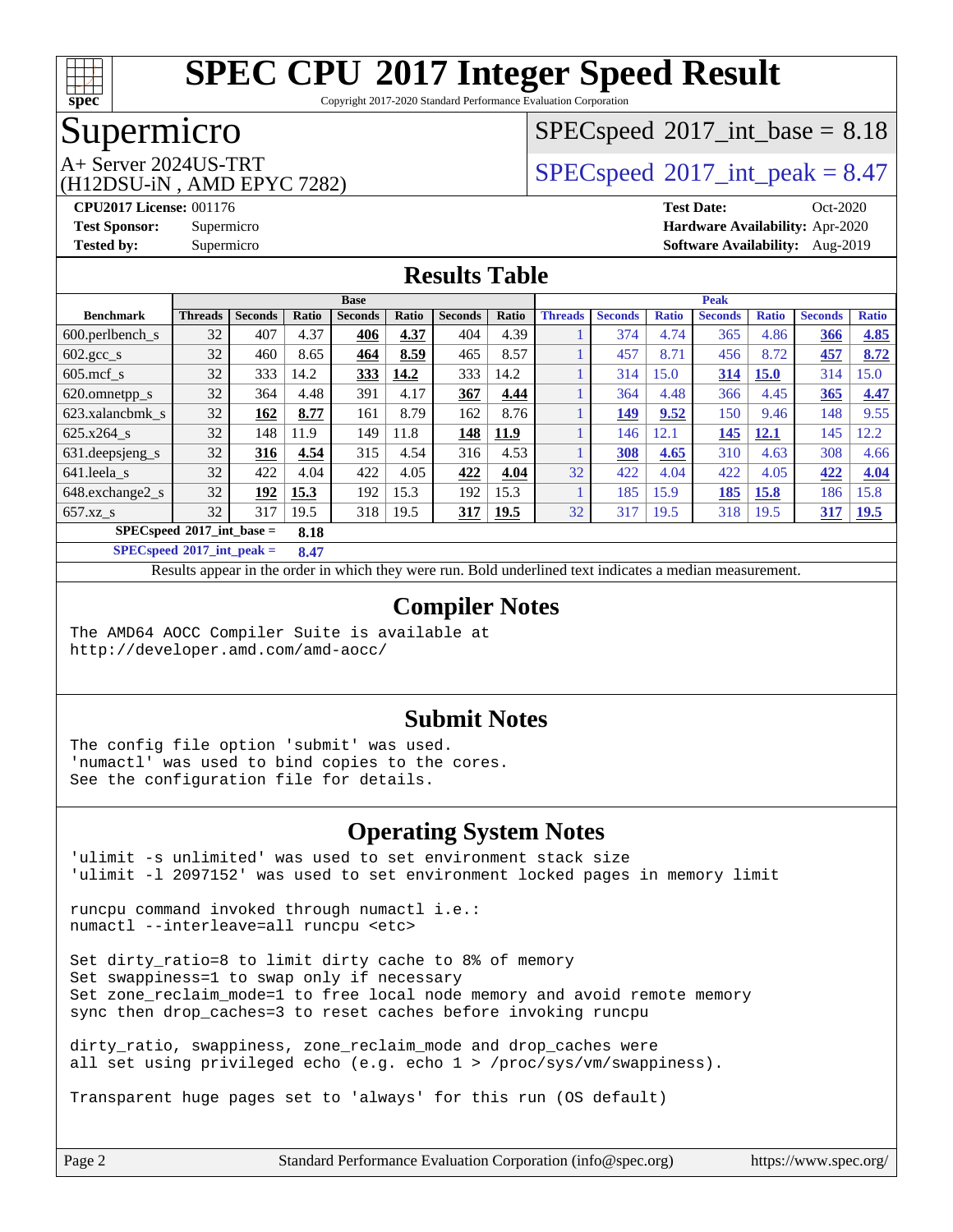# SPEC CPU 2017 Integer Speed Result

Copyright 2017-2020 Standard Performance Evaluation Corporation

# Supermicro

A+ Server 2024US-TRT
(H12DSU-iN , AMD EPYC 7282)

SPECspeed 2017_int_base = 8.18

SPECspeed 2017_int_peak = 8.47

**CPU2017 License:** 001176
**Test Sponsor:** Supermicro
**Tested by:** Supermicro

**Test Date:** Oct-2020
**Hardware Availability:** Apr-2020
**Software Availability:** Aug-2019

## Results Table

| | Base | | | | | | | Peak | | | | | | |
|---|---|---|---|---|---|---|---|---|---|---|---|---|---|---|
| **Benchmark** | **Threads** | **Seconds** | **Ratio** | **Seconds** | **Ratio** | **Seconds** | **Ratio** | **Threads** | **Seconds** | **Ratio** | **Seconds** | **Ratio** | **Seconds** | **Ratio** |
| 600.perlbench_s | 32 | 407 | 4.37 | **406** | **4.37** | 404 | 4.39 | 1 | 374 | 4.74 | 365 | 4.86 | **366** | **4.85** |
| 602.gcc_s | 32 | 460 | 8.65 | **464** | **8.59** | 465 | 8.57 | 1 | 457 | 8.71 | 456 | 8.72 | **457** | **8.72** |
| 605.mcf_s | 32 | 333 | 14.2 | **333** | **14.2** | 333 | 14.2 | 1 | 314 | 15.0 | **314** | **15.0** | 314 | 15.0 |
| 620.omnetpp_s | 32 | 364 | 4.48 | 391 | 4.17 | **367** | **4.44** | 1 | 364 | 4.48 | 366 | 4.45 | **365** | **4.47** |
| 623.xalancbmk_s | 32 | **162** | **8.77** | 161 | 8.79 | 162 | 8.76 | 1 | **149** | **9.52** | 150 | 9.46 | 148 | 9.55 |
| 625.x264_s | 32 | 148 | 11.9 | 149 | 11.8 | **148** | **11.9** | 1 | 146 | 12.1 | **145** | **12.1** | 145 | 12.2 |
| 631.deepsjeng_s | 32 | **316** | **4.54** | 315 | 4.54 | 316 | 4.53 | 1 | **308** | **4.65** | 310 | 4.63 | 308 | 4.66 |
| 641.leela_s | 32 | 422 | 4.04 | 422 | 4.05 | **422** | **4.04** | 32 | 422 | 4.04 | 422 | 4.05 | **422** | **4.04** |
| 648.exchange2_s | 32 | **192** | **15.3** | 192 | 15.3 | 192 | 15.3 | 1 | 185 | 15.9 | **185** | **15.8** | 186 | 15.8 |
| 657.xz_s | 32 | 317 | 19.5 | 318 | 19.5 | **317** | **19.5** | 32 | 317 | 19.5 | 318 | 19.5 | **317** | **19.5** |

**SPECspeed 2017_int_base = 8.18**

**SPECspeed 2017_int_peak = 8.47**

Results appear in the order in which they were run. Bold underlined text indicates a median measurement.

## Compiler Notes

```
The AMD64 AOCC Compiler Suite is available at
http://developer.amd.com/amd-aocc/
```

## Submit Notes

```
The config file option 'submit' was used.
'numactl' was used to bind copies to the cores.
See the configuration file for details.
```

## Operating System Notes

```
'ulimit -s unlimited' was used to set environment stack size
'ulimit -l 2097152' was used to set environment locked pages in memory limit

runcpu command invoked through numactl i.e.:
numactl --interleave=all runcpu <etc>

Set dirty_ratio=8 to limit dirty cache to 8% of memory
Set swappiness=1 to swap only if necessary
Set zone_reclaim_mode=1 to free local node memory and avoid remote memory
sync then drop_caches=3 to reset caches before invoking runcpu

dirty_ratio, swappiness, zone_reclaim_mode and drop_caches were
all set using privileged echo (e.g. echo 1 > /proc/sys/vm/swappiness).

Transparent huge pages set to 'always' for this run (OS default)
```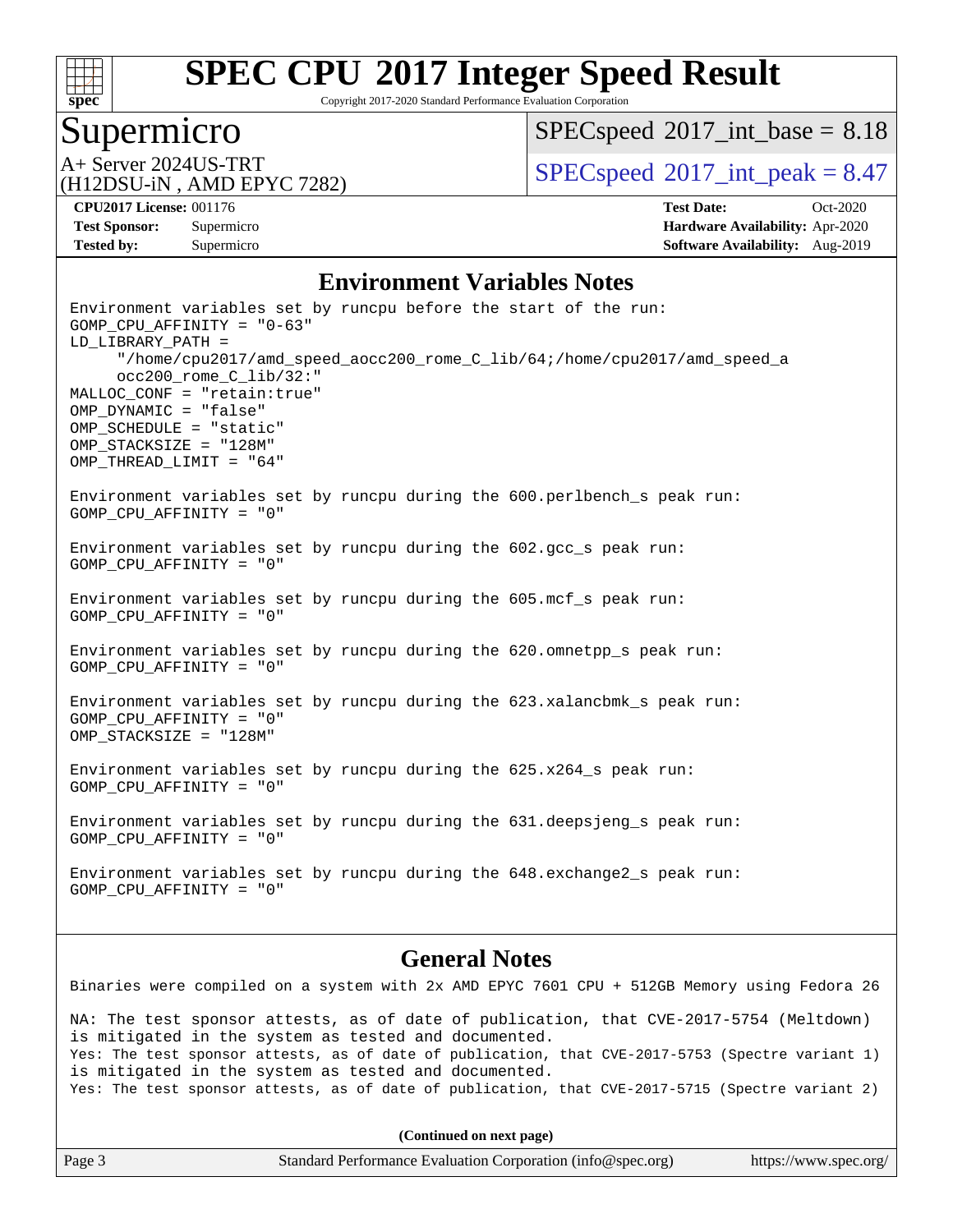# SPEC CPU 2017 Integer Speed Result

Copyright 2017-2020 Standard Performance Evaluation Corporation

## Supermicro

A+ Server 2024US-TRT
(H12DSU-iN , AMD EPYC 7282)

SPECspeed 2017_int_base = 8.18

SPECspeed 2017_int_peak = 8.47

**CPU2017 License:** 001176
**Test Sponsor:** Supermicro
**Tested by:** Supermicro

**Test Date:** Oct-2020
**Hardware Availability:** Apr-2020
**Software Availability:** Aug-2019

## Environment Variables Notes

```
Environment variables set by runcpu before the start of the run:
GOMP_CPU_AFFINITY = "0-63"
LD_LIBRARY_PATH =
     "/home/cpu2017/amd_speed_aocc200_rome_C_lib/64;/home/cpu2017/amd_speed_a
     occ200_rome_C_lib/32:"
MALLOC_CONF = "retain:true"
OMP_DYNAMIC = "false"
OMP_SCHEDULE = "static"
OMP_STACKSIZE = "128M"
OMP_THREAD_LIMIT = "64"

Environment variables set by runcpu during the 600.perlbench_s peak run:
GOMP_CPU_AFFINITY = "0"

Environment variables set by runcpu during the 602.gcc_s peak run:
GOMP_CPU_AFFINITY = "0"

Environment variables set by runcpu during the 605.mcf_s peak run:
GOMP_CPU_AFFINITY = "0"

Environment variables set by runcpu during the 620.omnetpp_s peak run:
GOMP_CPU_AFFINITY = "0"

Environment variables set by runcpu during the 623.xalancbmk_s peak run:
GOMP_CPU_AFFINITY = "0"
OMP_STACKSIZE = "128M"

Environment variables set by runcpu during the 625.x264_s peak run:
GOMP_CPU_AFFINITY = "0"

Environment variables set by runcpu during the 631.deepsjeng_s peak run:
GOMP_CPU_AFFINITY = "0"

Environment variables set by runcpu during the 648.exchange2_s peak run:
GOMP_CPU_AFFINITY = "0"
```

## General Notes

```
Binaries were compiled on a system with 2x AMD EPYC 7601 CPU + 512GB Memory using Fedora 26

NA: The test sponsor attests, as of date of publication, that CVE-2017-5754 (Meltdown)
is mitigated in the system as tested and documented.
Yes: The test sponsor attests, as of date of publication, that CVE-2017-5753 (Spectre variant 1)
is mitigated in the system as tested and documented.
Yes: The test sponsor attests, as of date of publication, that CVE-2017-5715 (Spectre variant 2)
```

**(Continued on next page)**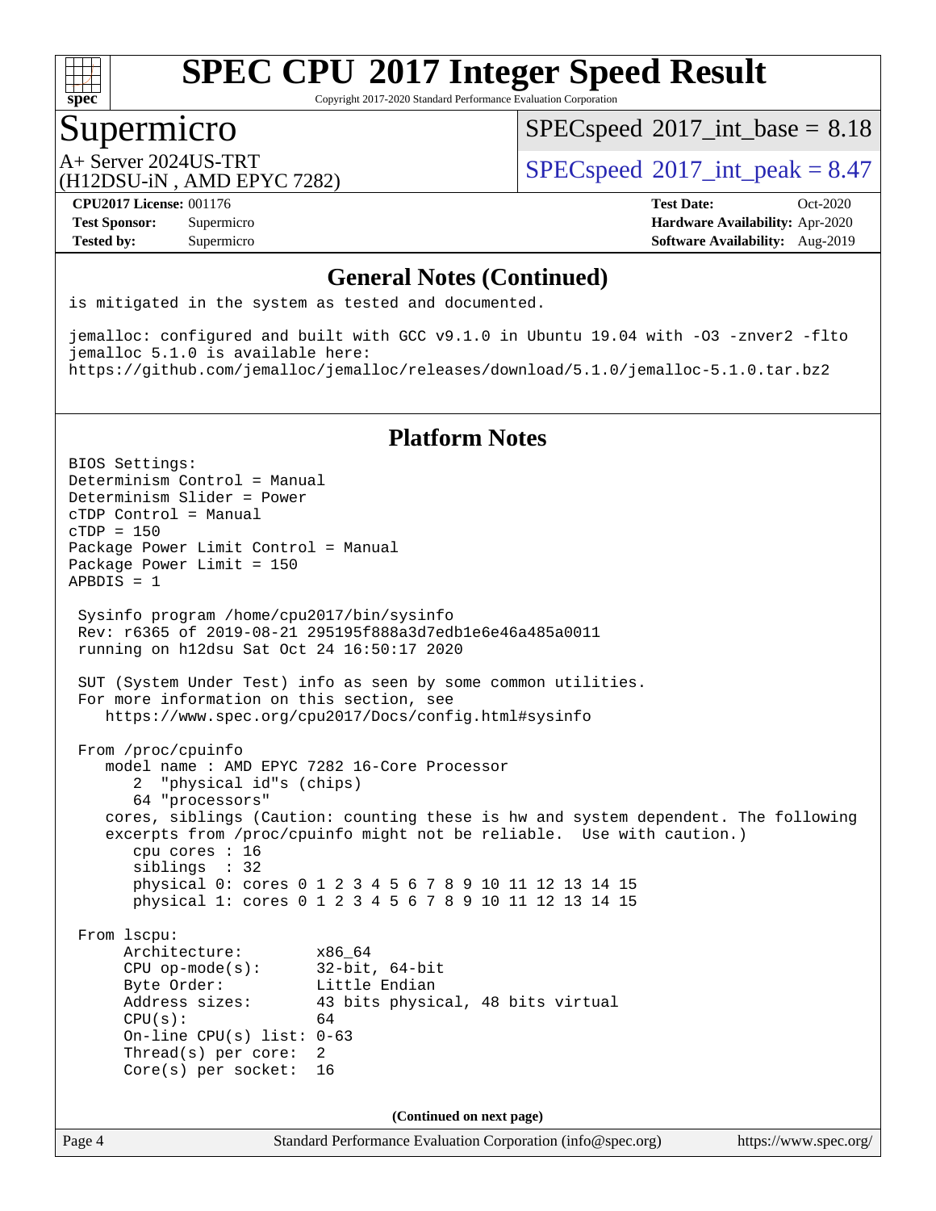## General Notes (Continued)

```
is mitigated in the system as tested and documented.

jemalloc: configured and built with GCC v9.1.0 in Ubuntu 19.04 with -O3 -znver2 -flto
jemalloc 5.1.0 is available here:
https://github.com/jemalloc/jemalloc/releases/download/5.1.0/jemalloc-5.1.0.tar.bz2
```

## Platform Notes

```
BIOS Settings:
Determinism Control = Manual
Determinism Slider = Power
cTDP Control = Manual
cTDP = 150
Package Power Limit Control = Manual
Package Power Limit = 150
APBDIS = 1

 Sysinfo program /home/cpu2017/bin/sysinfo
 Rev: r6365 of 2019-08-21 295195f888a3d7edb1e6e46a485a0011
 running on h12dsu Sat Oct 24 16:50:17 2020

 SUT (System Under Test) info as seen by some common utilities.
 For more information on this section, see
    https://www.spec.org/cpu2017/Docs/config.html#sysinfo

 From /proc/cpuinfo
    model name : AMD EPYC 7282 16-Core Processor
       2  "physical id"s (chips)
       64 "processors"
    cores, siblings (Caution: counting these is hw and system dependent. The following
    excerpts from /proc/cpuinfo might not be reliable.  Use with caution.)
       cpu cores : 16
       siblings  : 32
       physical 0: cores 0 1 2 3 4 5 6 7 8 9 10 11 12 13 14 15
       physical 1: cores 0 1 2 3 4 5 6 7 8 9 10 11 12 13 14 15

 From lscpu:
      Architecture:        x86_64
      CPU op-mode(s):      32-bit, 64-bit
      Byte Order:          Little Endian
      Address sizes:       43 bits physical, 48 bits virtual
      CPU(s):              64
      On-line CPU(s) list: 0-63
      Thread(s) per core:  2
      Core(s) per socket:  16
```

(Continued on next page)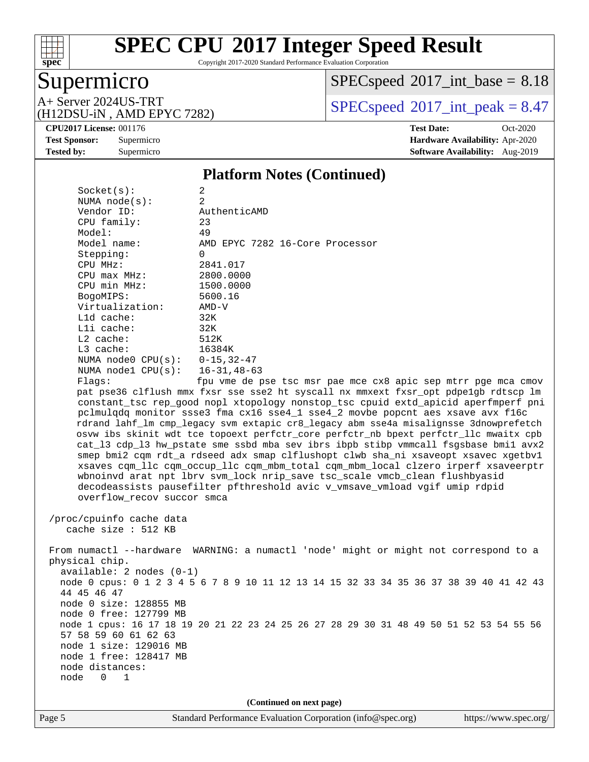## Platform Notes (Continued)

```
   Socket(s):           2
   NUMA node(s):        2
   Vendor ID:           AuthenticAMD
   CPU family:          23
   Model:               49
   Model name:          AMD EPYC 7282 16-Core Processor
   Stepping:            0
   CPU MHz:             2841.017
   CPU max MHz:         2800.0000
   CPU min MHz:         1500.0000
   BogoMIPS:            5600.16
   Virtualization:      AMD-V
   L1d cache:           32K
   L1i cache:           32K
   L2 cache:            512K
   L3 cache:            16384K
   NUMA node0 CPU(s):   0-15,32-47
   NUMA node1 CPU(s):   16-31,48-63
   Flags:               fpu vme de pse tsc msr pae mce cx8 apic sep mtrr pge mca cmov
   pat pse36 clflush mmx fxsr sse sse2 ht syscall nx mmxext fxsr_opt pdpe1gb rdtscp lm
   constant_tsc rep_good nopl xtopology nonstop_tsc cpuid extd_apicid aperfmperf pni
   pclmulqdq monitor ssse3 fma cx16 sse4_1 sse4_2 movbe popcnt aes xsave avx f16c
   rdrand lahf_lm cmp_legacy svm extapic cr8_legacy abm sse4a misalignsse 3dnowprefetch
   osvw ibs skinit wdt tce topoext perfctr_core perfctr_nb bpext perfctr_llc mwaitx cpb
   cat_l3 cdp_l3 hw_pstate sme ssbd mba sev ibrs ibpb stibp vmmcall fsgsbase bmi1 avx2
   smep bmi2 cqm rdt_a rdseed adx smap clflushopt clwb sha_ni xsaveopt xsavec xgetbv1
   xsaves cqm_llc cqm_occup_llc cqm_mbm_total cqm_mbm_local clzero irperf xsaveerptr
   wbnoinvd arat npt lbrv svm_lock nrip_save tsc_scale vmcb_clean flushbyasid
   decodeassists pausefilter pfthreshold avic v_vmsave_vmload vgif umip rdpid
   overflow_recov succor smca

 /proc/cpuinfo cache data
    cache size : 512 KB

 From numactl --hardware  WARNING: a numactl 'node' might or might not correspond to a
 physical chip.
   available: 2 nodes (0-1)
   node 0 cpus: 0 1 2 3 4 5 6 7 8 9 10 11 12 13 14 15 32 33 34 35 36 37 38 39 40 41 42 43
   44 45 46 47
   node 0 size: 128855 MB
   node 0 free: 127799 MB
   node 1 cpus: 16 17 18 19 20 21 22 23 24 25 26 27 28 29 30 31 48 49 50 51 52 53 54 55 56
   57 58 59 60 61 62 63
   node 1 size: 129016 MB
   node 1 free: 128417 MB
   node distances:
   node   0   1
```

(Continued on next page)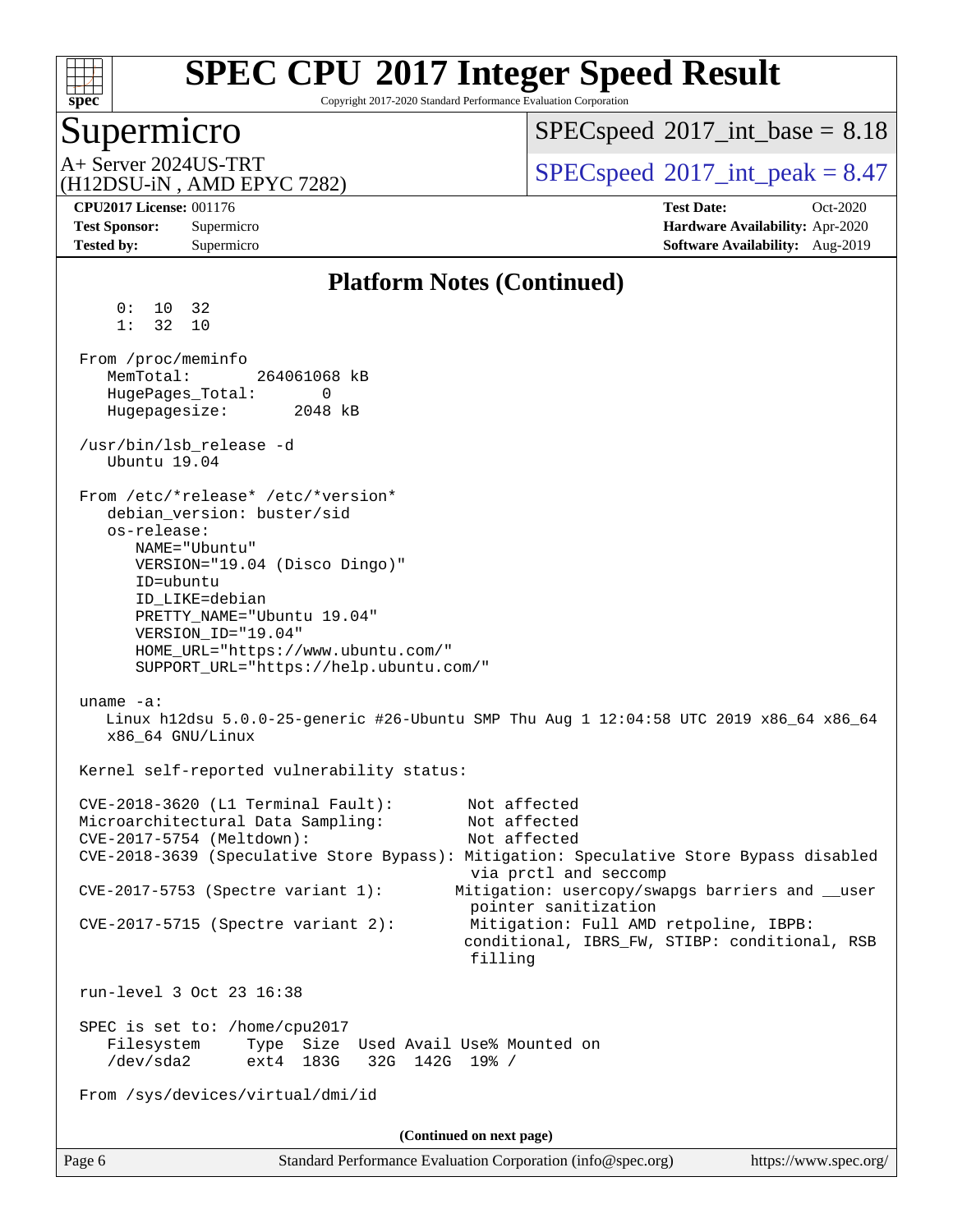## Platform Notes (Continued)

```
     0:  10  32
     1:  32  10

 From /proc/meminfo
    MemTotal:       264061068 kB
    HugePages_Total:       0
    Hugepagesize:       2048 kB

 /usr/bin/lsb_release -d
    Ubuntu 19.04

 From /etc/*release* /etc/*version*
    debian_version: buster/sid
    os-release:
       NAME="Ubuntu"
       VERSION="19.04 (Disco Dingo)"
       ID=ubuntu
       ID_LIKE=debian
       PRETTY_NAME="Ubuntu 19.04"
       VERSION_ID="19.04"
       HOME_URL="https://www.ubuntu.com/"
       SUPPORT_URL="https://help.ubuntu.com/"

 uname -a:
    Linux h12dsu 5.0.0-25-generic #26-Ubuntu SMP Thu Aug 1 12:04:58 UTC 2019 x86_64 x86_64
    x86_64 GNU/Linux

 Kernel self-reported vulnerability status:

 CVE-2018-3620 (L1 Terminal Fault):        Not affected
 Microarchitectural Data Sampling:         Not affected
 CVE-2017-5754 (Meltdown):                 Not affected
 CVE-2018-3639 (Speculative Store Bypass): Mitigation: Speculative Store Bypass disabled
                                            via prctl and seccomp
 CVE-2017-5753 (Spectre variant 1):        Mitigation: usercopy/swapgs barriers and __user
                                            pointer sanitization
 CVE-2017-5715 (Spectre variant 2):        Mitigation: Full AMD retpoline, IBPB:
                                           conditional, IBRS_FW, STIBP: conditional, RSB
                                            filling

 run-level 3 Oct 23 16:38

 SPEC is set to: /home/cpu2017
    Filesystem     Type  Size  Used Avail Use% Mounted on
    /dev/sda2      ext4  183G   32G  142G  19% /

 From /sys/devices/virtual/dmi/id
```

(Continued on next page)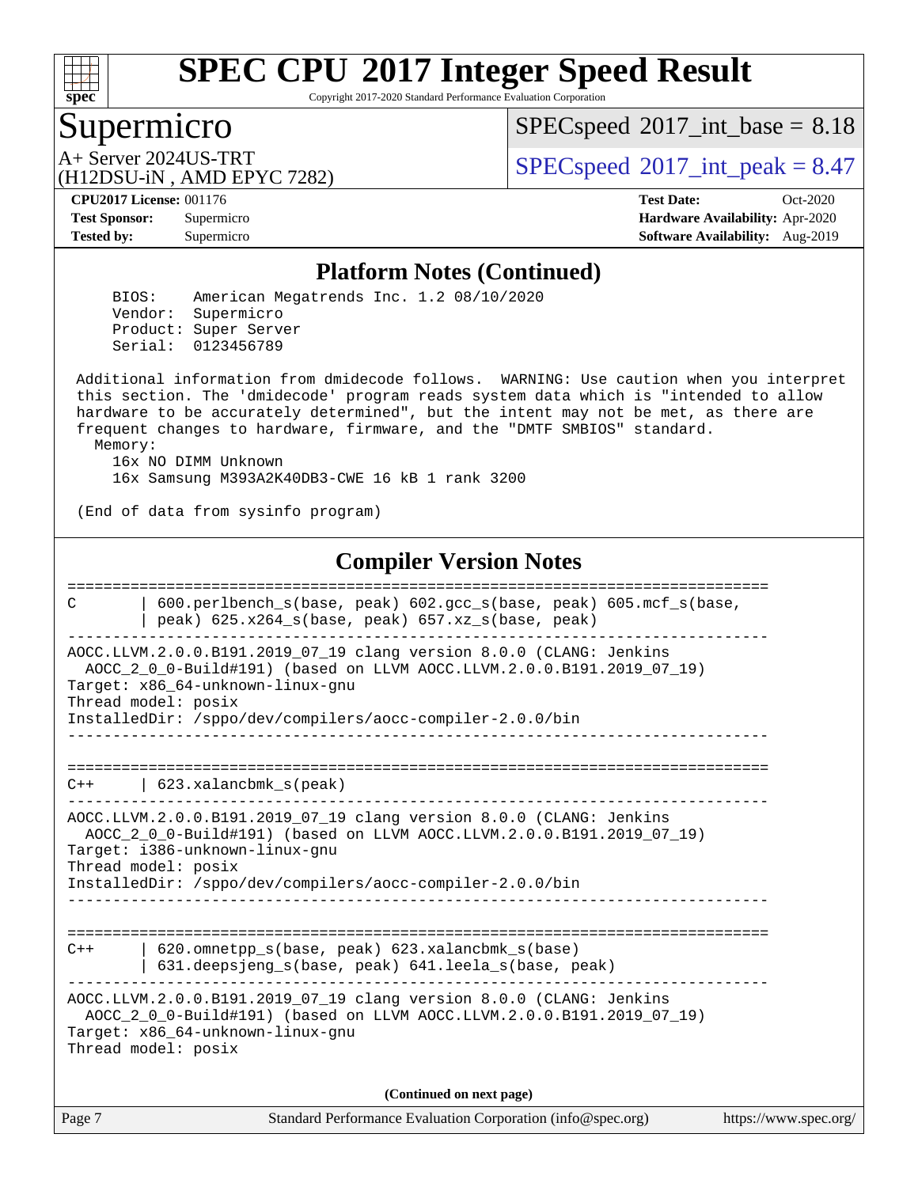# SPEC CPU 2017 Integer Speed Result

Copyright 2017-2020 Standard Performance Evaluation Corporation

## Supermicro

A+ Server 2024US-TRT
(H12DSU-iN , AMD EPYC 7282)

SPECspeed 2017_int_base = 8.18

SPECspeed 2017_int_peak = 8.47

**CPU2017 License:** 001176
**Test Sponsor:** Supermicro
**Tested by:** Supermicro

**Test Date:** Oct-2020
**Hardware Availability:** Apr-2020
**Software Availability:** Aug-2019

## Platform Notes (Continued)

```
    BIOS:    American Megatrends Inc. 1.2 08/10/2020
    Vendor:  Supermicro
    Product: Super Server
    Serial:  0123456789

 Additional information from dmidecode follows.  WARNING: Use caution when you interpret
 this section. The 'dmidecode' program reads system data which is "intended to allow
 hardware to be accurately determined", but the intent may not be met, as there are
 frequent changes to hardware, firmware, and the "DMTF SMBIOS" standard.
   Memory:
     16x NO DIMM Unknown
     16x Samsung M393A2K40DB3-CWE 16 kB 1 rank 3200

 (End of data from sysinfo program)
```

## Compiler Version Notes

```
==============================================================================
C       | 600.perlbench_s(base, peak) 602.gcc_s(base, peak) 605.mcf_s(base,
        | peak) 625.x264_s(base, peak) 657.xz_s(base, peak)
------------------------------------------------------------------------------
AOCC.LLVM.2.0.0.B191.2019_07_19 clang version 8.0.0 (CLANG: Jenkins
  AOCC_2_0_0-Build#191) (based on LLVM AOCC.LLVM.2.0.0.B191.2019_07_19)
Target: x86_64-unknown-linux-gnu
Thread model: posix
InstalledDir: /sppo/dev/compilers/aocc-compiler-2.0.0/bin
------------------------------------------------------------------------------

==============================================================================
C++     | 623.xalancbmk_s(peak)
------------------------------------------------------------------------------
AOCC.LLVM.2.0.0.B191.2019_07_19 clang version 8.0.0 (CLANG: Jenkins
  AOCC_2_0_0-Build#191) (based on LLVM AOCC.LLVM.2.0.0.B191.2019_07_19)
Target: i386-unknown-linux-gnu
Thread model: posix
InstalledDir: /sppo/dev/compilers/aocc-compiler-2.0.0/bin
------------------------------------------------------------------------------

==============================================================================
C++     | 620.omnetpp_s(base, peak) 623.xalancbmk_s(base)
        | 631.deepsjeng_s(base, peak) 641.leela_s(base, peak)
------------------------------------------------------------------------------
AOCC.LLVM.2.0.0.B191.2019_07_19 clang version 8.0.0 (CLANG: Jenkins
  AOCC_2_0_0-Build#191) (based on LLVM AOCC.LLVM.2.0.0.B191.2019_07_19)
Target: x86_64-unknown-linux-gnu
Thread model: posix
```

**(Continued on next page)**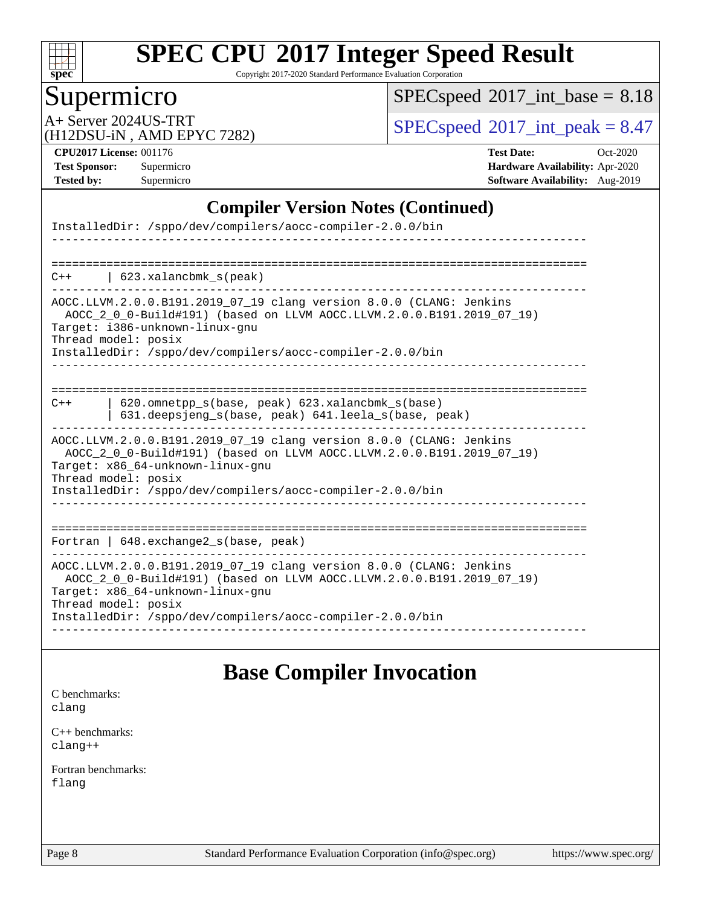## Compiler Version Notes (Continued)

```
InstalledDir: /sppo/dev/compilers/aocc-compiler-2.0.0/bin
------------------------------------------------------------------------------

==============================================================================
C++       | 623.xalancbmk_s(peak)
------------------------------------------------------------------------------
AOCC.LLVM.2.0.0.B191.2019_07_19 clang version 8.0.0 (CLANG: Jenkins
  AOCC_2_0_0-Build#191) (based on LLVM AOCC.LLVM.2.0.0.B191.2019_07_19)
Target: i386-unknown-linux-gnu
Thread model: posix
InstalledDir: /sppo/dev/compilers/aocc-compiler-2.0.0/bin
------------------------------------------------------------------------------

==============================================================================
C++       | 620.omnetpp_s(base, peak) 623.xalancbmk_s(base)
          | 631.deepsjeng_s(base, peak) 641.leela_s(base, peak)
------------------------------------------------------------------------------
AOCC.LLVM.2.0.0.B191.2019_07_19 clang version 8.0.0 (CLANG: Jenkins
  AOCC_2_0_0-Build#191) (based on LLVM AOCC.LLVM.2.0.0.B191.2019_07_19)
Target: x86_64-unknown-linux-gnu
Thread model: posix
InstalledDir: /sppo/dev/compilers/aocc-compiler-2.0.0/bin
------------------------------------------------------------------------------

==============================================================================
Fortran | 648.exchange2_s(base, peak)
------------------------------------------------------------------------------
AOCC.LLVM.2.0.0.B191.2019_07_19 clang version 8.0.0 (CLANG: Jenkins
  AOCC_2_0_0-Build#191) (based on LLVM AOCC.LLVM.2.0.0.B191.2019_07_19)
Target: x86_64-unknown-linux-gnu
Thread model: posix
InstalledDir: /sppo/dev/compilers/aocc-compiler-2.0.0/bin
------------------------------------------------------------------------------
```

## Base Compiler Invocation

C benchmarks:
clang

C++ benchmarks:
clang++

Fortran benchmarks:
flang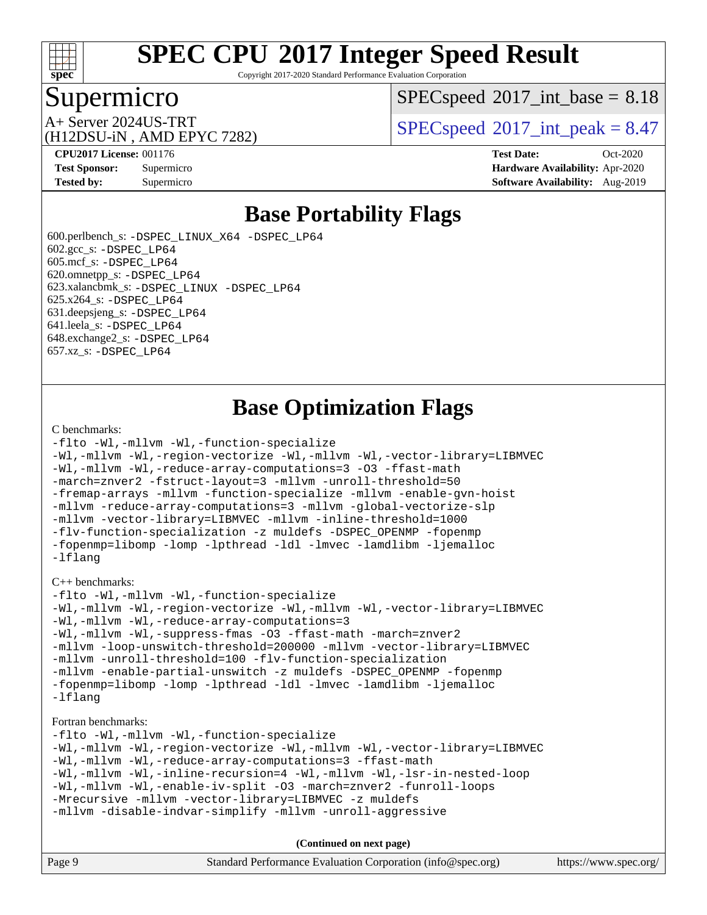# SPEC CPU 2017 Integer Speed Result

Copyright 2017-2020 Standard Performance Evaluation Corporation

## Supermicro

A+ Server 2024US-TRT
(H12DSU-iN , AMD EPYC 7282)

SPECspeed 2017_int_base = 8.18

SPECspeed 2017_int_peak = 8.47

**CPU2017 License:** 001176
**Test Sponsor:** Supermicro
**Tested by:** Supermicro

**Test Date:** Oct-2020
**Hardware Availability:** Apr-2020
**Software Availability:** Aug-2019

## Base Portability Flags

600.perlbench_s: `-DSPEC_LINUX_X64 -DSPEC_LP64`
602.gcc_s: `-DSPEC_LP64`
605.mcf_s: `-DSPEC_LP64`
620.omnetpp_s: `-DSPEC_LP64`
623.xalancbmk_s: `-DSPEC_LINUX -DSPEC_LP64`
625.x264_s: `-DSPEC_LP64`
631.deepsjeng_s: `-DSPEC_LP64`
641.leela_s: `-DSPEC_LP64`
648.exchange2_s: `-DSPEC_LP64`
657.xz_s: `-DSPEC_LP64`

## Base Optimization Flags

C benchmarks:

```
-flto -Wl,-mllvm -Wl,-function-specialize
-Wl,-mllvm -Wl,-region-vectorize -Wl,-mllvm -Wl,-vector-library=LIBMVEC
-Wl,-mllvm -Wl,-reduce-array-computations=3 -O3 -ffast-math
-march=znver2 -fstruct-layout=3 -mllvm -unroll-threshold=50
-fremap-arrays -mllvm -function-specialize -mllvm -enable-gvn-hoist
-mllvm -reduce-array-computations=3 -mllvm -global-vectorize-slp
-mllvm -vector-library=LIBMVEC -mllvm -inline-threshold=1000
-flv-function-specialization -z muldefs -DSPEC_OPENMP -fopenmp
-fopenmp=libomp -lomp -lpthread -ldl -lmvec -lamdlibm -ljemalloc
-lflang
```

C++ benchmarks:

```
-flto -Wl,-mllvm -Wl,-function-specialize
-Wl,-mllvm -Wl,-region-vectorize -Wl,-mllvm -Wl,-vector-library=LIBMVEC
-Wl,-mllvm -Wl,-reduce-array-computations=3
-Wl,-mllvm -Wl,-suppress-fmas -O3 -ffast-math -march=znver2
-mllvm -loop-unswitch-threshold=200000 -mllvm -vector-library=LIBMVEC
-mllvm -unroll-threshold=100 -flv-function-specialization
-mllvm -enable-partial-unswitch -z muldefs -DSPEC_OPENMP -fopenmp
-fopenmp=libomp -lomp -lpthread -ldl -lmvec -lamdlibm -ljemalloc
-lflang
```

Fortran benchmarks:

```
-flto -Wl,-mllvm -Wl,-function-specialize
-Wl,-mllvm -Wl,-region-vectorize -Wl,-mllvm -Wl,-vector-library=LIBMVEC
-Wl,-mllvm -Wl,-reduce-array-computations=3 -ffast-math
-Wl,-mllvm -Wl,-inline-recursion=4 -Wl,-mllvm -Wl,-lsr-in-nested-loop
-Wl,-mllvm -Wl,-enable-iv-split -O3 -march=znver2 -funroll-loops
-Mrecursive -mllvm -vector-library=LIBMVEC -z muldefs
-mllvm -disable-indvar-simplify -mllvm -unroll-aggressive
```

**(Continued on next page)**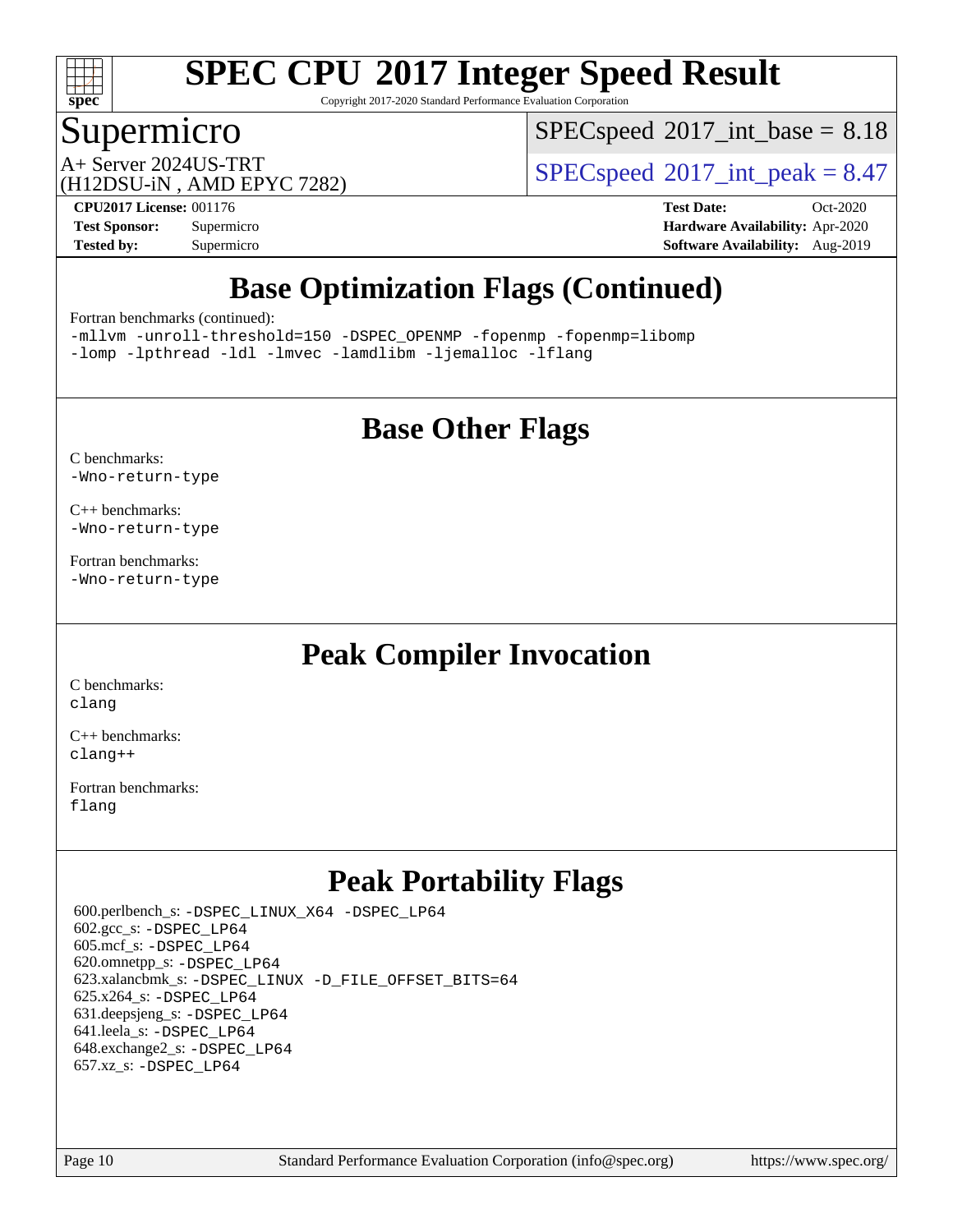# SPEC CPU 2017 Integer Speed Result

Copyright 2017-2020 Standard Performance Evaluation Corporation

## Supermicro

A+ Server 2024US-TRT
(H12DSU-iN , AMD EPYC 7282)

SPECspeed 2017_int_base = 8.18

SPECspeed 2017_int_peak = 8.47

**CPU2017 License:** 001176
**Test Sponsor:** Supermicro
**Tested by:** Supermicro

**Test Date:** Oct-2020
**Hardware Availability:** Apr-2020
**Software Availability:** Aug-2019

## Base Optimization Flags (Continued)

Fortran benchmarks (continued):
`-mllvm -unroll-threshold=150 -DSPEC_OPENMP -fopenmp -fopenmp=libomp -lomp -lpthread -ldl -lmvec -lamdlibm -ljemalloc -lflang`

## Base Other Flags

C benchmarks:
`-Wno-return-type`

C++ benchmarks:
`-Wno-return-type`

Fortran benchmarks:
`-Wno-return-type`

## Peak Compiler Invocation

C benchmarks:
`clang`

C++ benchmarks:
`clang++`

Fortran benchmarks:
`flang`

## Peak Portability Flags

600.perlbench_s: `-DSPEC_LINUX_X64 -DSPEC_LP64`
602.gcc_s: `-DSPEC_LP64`
605.mcf_s: `-DSPEC_LP64`
620.omnetpp_s: `-DSPEC_LP64`
623.xalancbmk_s: `-DSPEC_LINUX -D_FILE_OFFSET_BITS=64`
625.x264_s: `-DSPEC_LP64`
631.deepsjeng_s: `-DSPEC_LP64`
641.leela_s: `-DSPEC_LP64`
648.exchange2_s: `-DSPEC_LP64`
657.xz_s: `-DSPEC_LP64`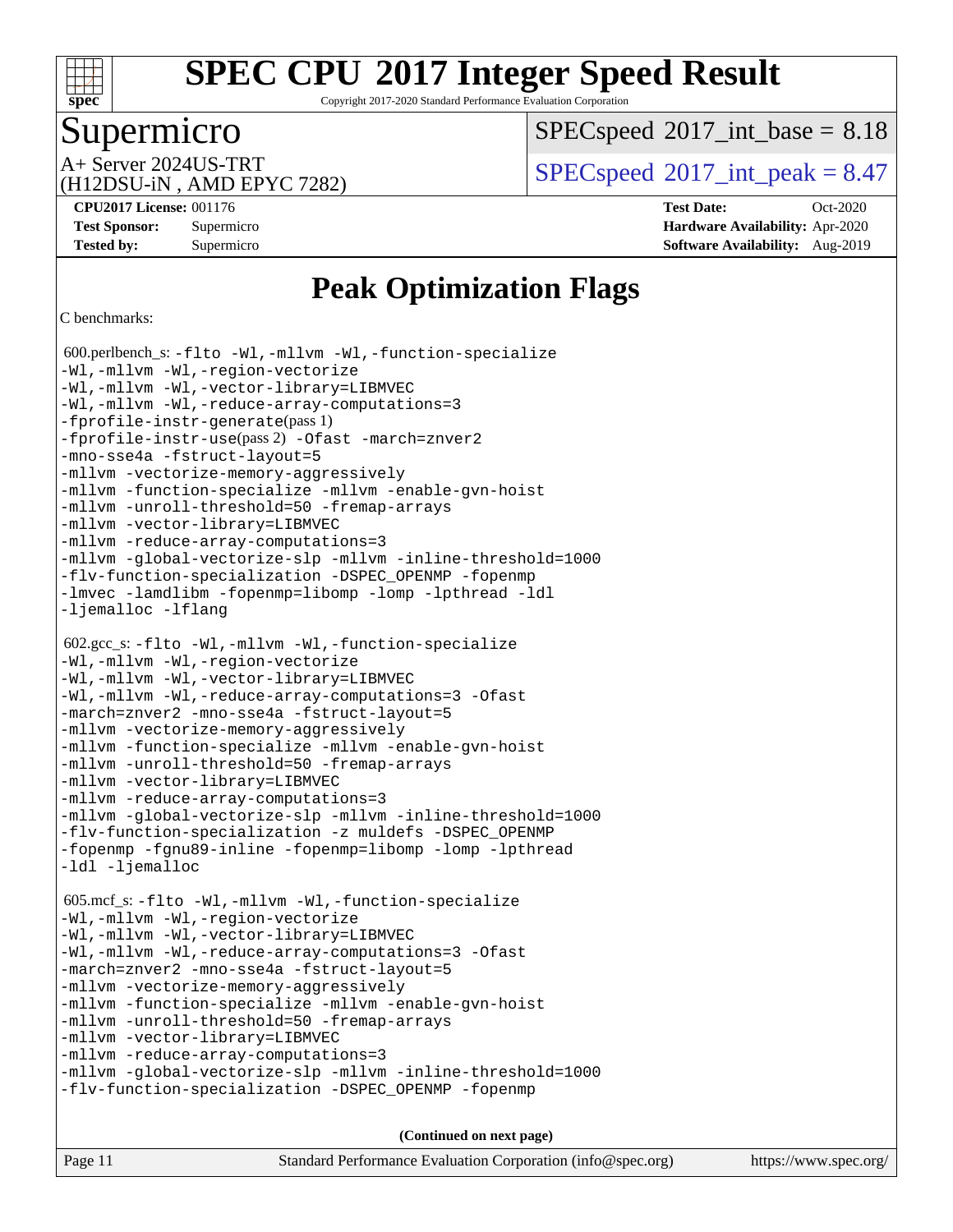# SPEC CPU 2017 Integer Speed Result

Copyright 2017-2020 Standard Performance Evaluation Corporation

## Supermicro

A+ Server 2024US-TRT
(H12DSU-iN , AMD EPYC 7282)

SPECspeed 2017_int_base = 8.18

SPECspeed 2017_int_peak = 8.47

**CPU2017 License:** 001176
**Test Sponsor:** Supermicro
**Tested by:** Supermicro

**Test Date:** Oct-2020
**Hardware Availability:** Apr-2020
**Software Availability:** Aug-2019

# Peak Optimization Flags

C benchmarks:

600.perlbench_s: -flto -Wl,-mllvm -Wl,-function-specialize -Wl,-mllvm -Wl,-region-vectorize -Wl,-mllvm -Wl,-vector-library=LIBMVEC -Wl,-mllvm -Wl,-reduce-array-computations=3 -fprofile-instr-generate(pass 1) -fprofile-instr-use(pass 2) -Ofast -march=znver2 -mno-sse4a -fstruct-layout=5 -mllvm -vectorize-memory-aggressively -mllvm -function-specialize -mllvm -enable-gvn-hoist -mllvm -unroll-threshold=50 -fremap-arrays -mllvm -vector-library=LIBMVEC -mllvm -reduce-array-computations=3 -mllvm -global-vectorize-slp -mllvm -inline-threshold=1000 -flv-function-specialization -DSPEC_OPENMP -fopenmp -lmvec -lamdlibm -fopenmp=libomp -lomp -lpthread -ldl -ljemalloc -lflang

602.gcc_s: -flto -Wl,-mllvm -Wl,-function-specialize -Wl,-mllvm -Wl,-region-vectorize -Wl,-mllvm -Wl,-vector-library=LIBMVEC -Wl,-mllvm -Wl,-reduce-array-computations=3 -Ofast -march=znver2 -mno-sse4a -fstruct-layout=5 -mllvm -vectorize-memory-aggressively -mllvm -function-specialize -mllvm -enable-gvn-hoist -mllvm -unroll-threshold=50 -fremap-arrays -mllvm -vector-library=LIBMVEC -mllvm -reduce-array-computations=3 -mllvm -global-vectorize-slp -mllvm -inline-threshold=1000 -flv-function-specialization -z muldefs -DSPEC_OPENMP -fopenmp -fgnu89-inline -fopenmp=libomp -lomp -lpthread -ldl -ljemalloc

605.mcf_s: -flto -Wl,-mllvm -Wl,-function-specialize -Wl,-mllvm -Wl,-region-vectorize -Wl,-mllvm -Wl,-vector-library=LIBMVEC -Wl,-mllvm -Wl,-reduce-array-computations=3 -Ofast -march=znver2 -mno-sse4a -fstruct-layout=5 -mllvm -vectorize-memory-aggressively -mllvm -function-specialize -mllvm -enable-gvn-hoist -mllvm -unroll-threshold=50 -fremap-arrays -mllvm -vector-library=LIBMVEC -mllvm -reduce-array-computations=3 -mllvm -global-vectorize-slp -mllvm -inline-threshold=1000 -flv-function-specialization -DSPEC_OPENMP -fopenmp

**(Continued on next page)**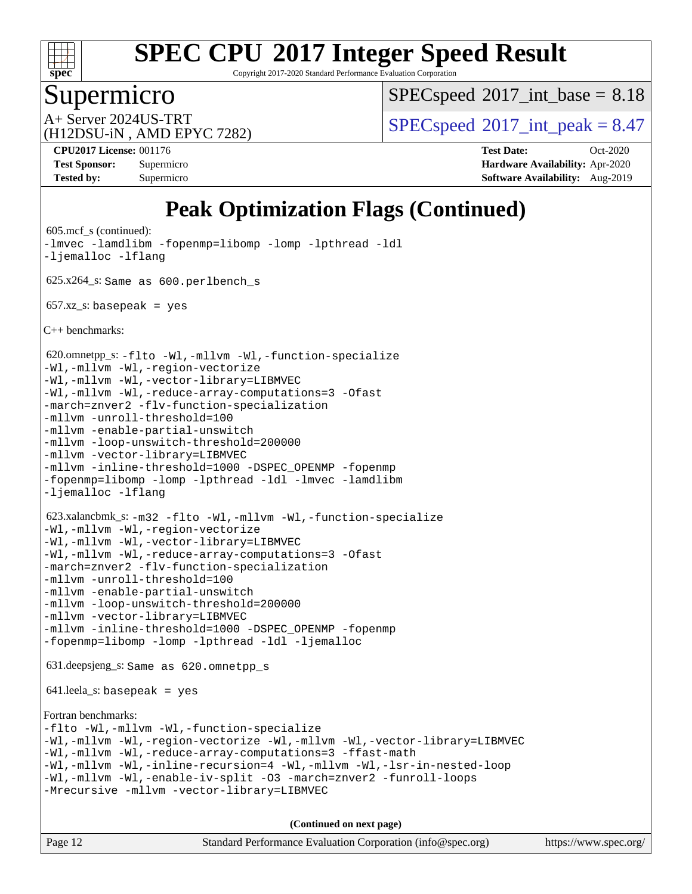# Peak Optimization Flags (Continued)

605.mcf_s (continued):
-lmvec -lamdlibm -fopenmp=libomp -lomp -lpthread -ldl
-ljemalloc -lflang

625.x264_s: Same as 600.perlbench_s

657.xz_s: basepeak = yes

C++ benchmarks:

620.omnetpp_s: -flto -Wl,-mllvm -Wl,-function-specialize
-Wl,-mllvm -Wl,-region-vectorize
-Wl,-mllvm -Wl,-vector-library=LIBMVEC
-Wl,-mllvm -Wl,-reduce-array-computations=3 -Ofast
-march=znver2 -flv-function-specialization
-mllvm -unroll-threshold=100
-mllvm -enable-partial-unswitch
-mllvm -loop-unswitch-threshold=200000
-mllvm -vector-library=LIBMVEC
-mllvm -inline-threshold=1000 -DSPEC_OPENMP -fopenmp
-fopenmp=libomp -lomp -lpthread -ldl -lmvec -lamdlibm
-ljemalloc -lflang

623.xalancbmk_s: -m32 -flto -Wl,-mllvm -Wl,-function-specialize
-Wl,-mllvm -Wl,-region-vectorize
-Wl,-mllvm -Wl,-vector-library=LIBMVEC
-Wl,-mllvm -Wl,-reduce-array-computations=3 -Ofast
-march=znver2 -flv-function-specialization
-mllvm -unroll-threshold=100
-mllvm -enable-partial-unswitch
-mllvm -loop-unswitch-threshold=200000
-mllvm -vector-library=LIBMVEC
-mllvm -inline-threshold=1000 -DSPEC_OPENMP -fopenmp
-fopenmp=libomp -lomp -lpthread -ldl -ljemalloc

631.deepsjeng_s: Same as 620.omnetpp_s

641.leela_s: basepeak = yes

Fortran benchmarks:
-flto -Wl,-mllvm -Wl,-function-specialize
-Wl,-mllvm -Wl,-region-vectorize -Wl,-mllvm -Wl,-vector-library=LIBMVEC
-Wl,-mllvm -Wl,-reduce-array-computations=3 -ffast-math
-Wl,-mllvm -Wl,-inline-recursion=4 -Wl,-mllvm -Wl,-lsr-in-nested-loop
-Wl,-mllvm -Wl,-enable-iv-split -O3 -march=znver2 -funroll-loops
-Mrecursive -mllvm -vector-library=LIBMVEC

**(Continued on next page)**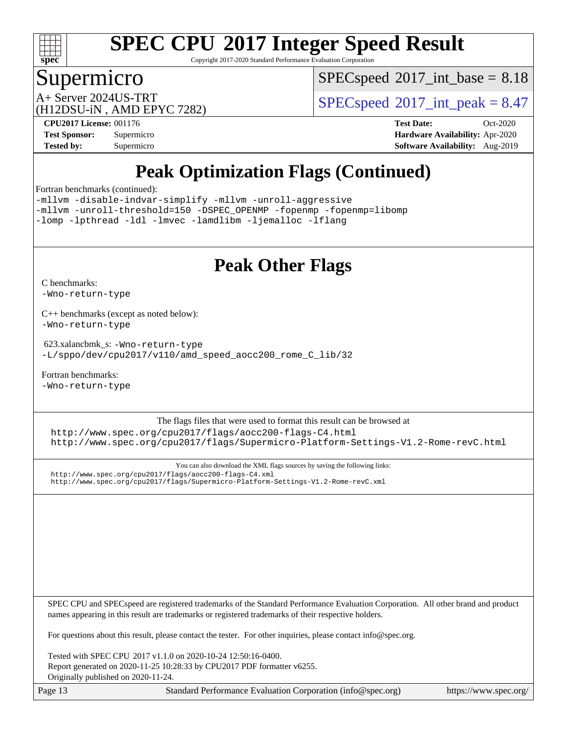# SPEC CPU 2017 Integer Speed Result

Copyright 2017-2020 Standard Performance Evaluation Corporation

## Supermicro

A+ Server 2024US-TRT
(H12DSU-iN , AMD EPYC 7282)

SPECspeed 2017_int_base = 8.18

SPECspeed 2017_int_peak = 8.47

**CPU2017 License:** 001176
**Test Sponsor:** Supermicro
**Tested by:** Supermicro

**Test Date:** Oct-2020
**Hardware Availability:** Apr-2020
**Software Availability:** Aug-2019

# Peak Optimization Flags (Continued)

Fortran benchmarks (continued):

```
-mllvm -disable-indvar-simplify -mllvm -unroll-aggressive
-mllvm -unroll-threshold=150 -DSPEC_OPENMP -fopenmp -fopenmp=libomp
-lomp -lpthread -ldl -lmvec -lamdlibm -ljemalloc -lflang
```

# Peak Other Flags

C benchmarks:
```
-Wno-return-type
```

C++ benchmarks (except as noted below):
```
-Wno-return-type
```

623.xalancbmk_s: `-Wno-return-type`
```
-L/sppo/dev/cpu2017/v110/amd_speed_aocc200_rome_C_lib/32
```

Fortran benchmarks:
```
-Wno-return-type
```

The flags files that were used to format this result can be browsed at
http://www.spec.org/cpu2017/flags/aocc200-flags-C4.html
http://www.spec.org/cpu2017/flags/Supermicro-Platform-Settings-V1.2-Rome-revC.html

You can also download the XML flags sources by saving the following links:
http://www.spec.org/cpu2017/flags/aocc200-flags-C4.xml
http://www.spec.org/cpu2017/flags/Supermicro-Platform-Settings-V1.2-Rome-revC.xml

SPEC CPU and SPECspeed are registered trademarks of the Standard Performance Evaluation Corporation. All other brand and product names appearing in this result are trademarks or registered trademarks of their respective holders.

For questions about this result, please contact the tester. For other inquiries, please contact info@spec.org.

Tested with SPEC CPU 2017 v1.1.0 on 2020-10-24 12:50:16-0400.
Report generated on 2020-11-25 10:28:33 by CPU2017 PDF formatter v6255.
Originally published on 2020-11-24.